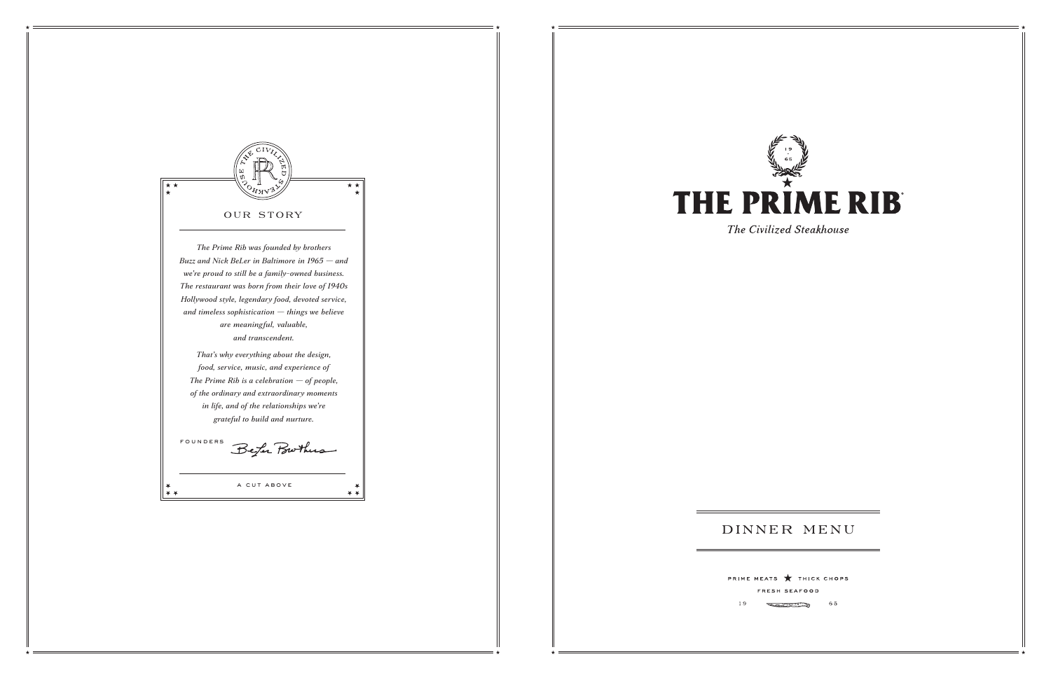THE CIVILIZED STEAKHOUSE

## OUR STORY

*The Prime Rib was founded by brothers Buzz and Nick BeLer in Baltimore in 1965 — and we're proud to still be a family-owned business. The restaurant was born from their love of 1940s Hollywood style, legendary food, devoted service, and timeless sophistication — things we believe are meaningful, valuable, and transcendent.*

*That's why everything about the design, food, service, music, and experience of The Prime Rib is a celebration — of people, of the ordinary and extraordinary moments in life, and of the relationships we're grateful to build and nurture.*

FOUNDERS BeLer Brothers

A CUT ABOVE

19 65

# THE PRIME RIB®

*The Civilized Steakhouse*

## DINNER MENU

PRIME MEATS ★ THICK CHOPS

FRESH SEAFOOD

19 65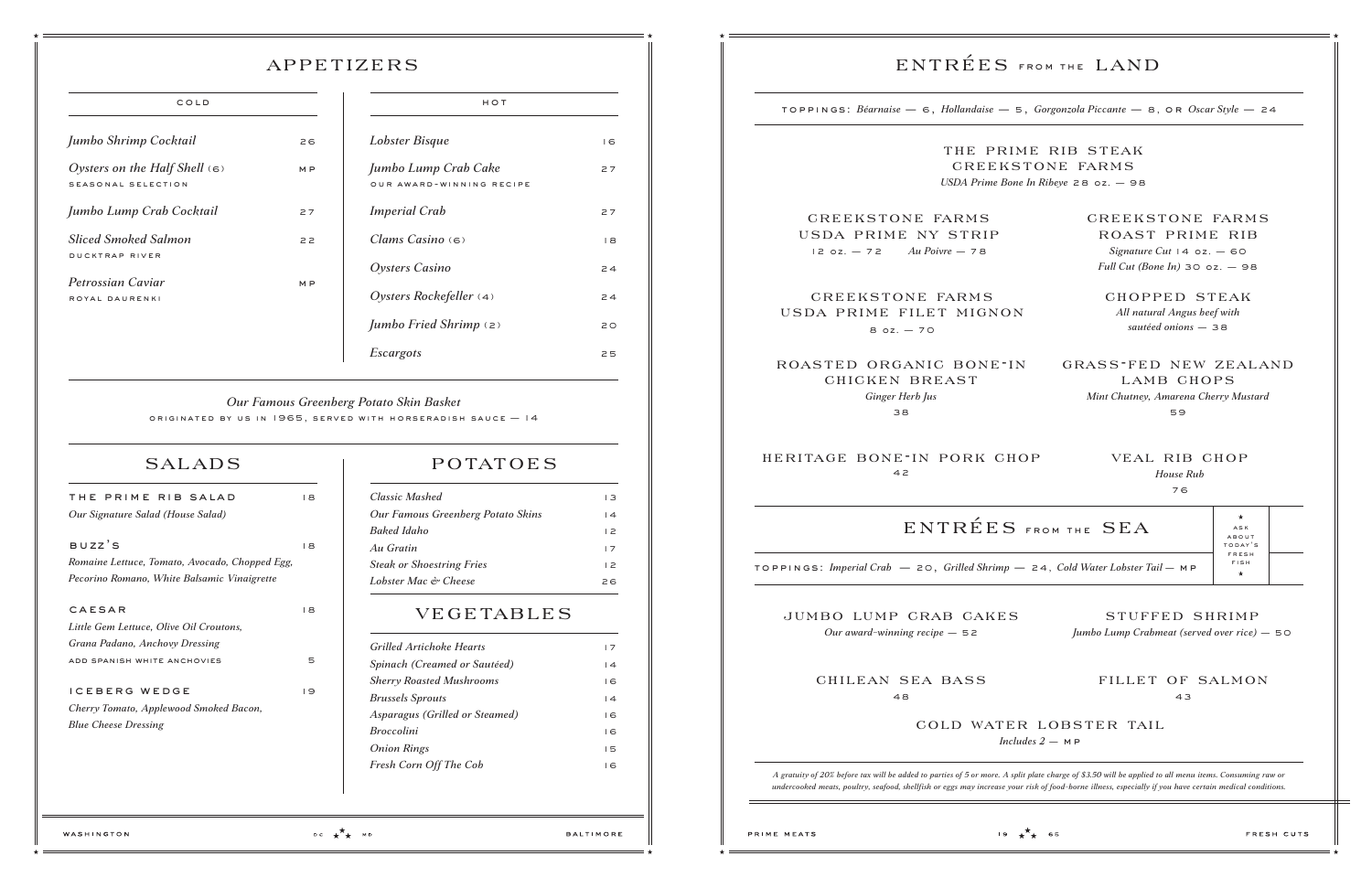# APPETIZERS

## COLD

| | |
|---|---|
| *Jumbo Shrimp Cocktail* | 26 |
| *Oysters on the Half Shell* (6)<br>SEASONAL SELECTION | MP |
| *Jumbo Lump Crab Cocktail* | 27 |
| *Sliced Smoked Salmon*<br>DUCKTRAP RIVER | 22 |
| *Petrossian Caviar*<br>ROYAL DAURENKI | MP |

## HOT

| | |
|---|---|
| *Lobster Bisque* | 16 |
| *Jumbo Lump Crab Cake*<br>OUR AWARD-WINNING RECIPE | 27 |
| *Imperial Crab* | 27 |
| *Clams Casino* (6) | 18 |
| *Oysters Casino* | 24 |
| *Oysters Rockefeller* (4) | 24 |
| *Jumbo Fried Shrimp* (2) | 20 |
| *Escargots* | 25 |

*Our Famous Greenberg Potato Skin Basket*
ORIGINATED BY US IN 1965, SERVED WITH HORSERADISH SAUCE — 14

# SALADS

**THE PRIME RIB SALAD** — 18
*Our Signature Salad (House Salad)*

**BUZZ'S** — 18
*Romaine Lettuce, Tomato, Avocado, Chopped Egg, Pecorino Romano, White Balsamic Vinaigrette*

**CAESAR** — 18
*Little Gem Lettuce, Olive Oil Croutons, Grana Padano, Anchovy Dressing*
ADD SPANISH WHITE ANCHOVIES — 5

**ICEBERG WEDGE** — 19
*Cherry Tomato, Applewood Smoked Bacon, Blue Cheese Dressing*

# POTATOES

| | |
|---|---|
| *Classic Mashed* | 13 |
| *Our Famous Greenberg Potato Skins* | 14 |
| *Baked Idaho* | 12 |
| *Au Gratin* | 17 |
| *Steak or Shoestring Fries* | 12 |
| *Lobster Mac & Cheese* | 26 |

# VEGETABLES

| | |
|---|---|
| *Grilled Artichoke Hearts* | 17 |
| *Spinach (Creamed or Sautéed)* | 14 |
| *Sherry Roasted Mushrooms* | 16 |
| *Brussels Sprouts* | 14 |
| *Asparagus (Grilled or Steamed)* | 16 |
| *Broccolini* | 16 |
| *Onion Rings* | 15 |
| *Fresh Corn Off The Cob* | 16 |

WASHINGTON — DC ★★★ MD — BALTIMORE

# ENTRÉES FROM THE LAND

TOPPINGS: *Béarnaise* — 6, *Hollandaise* — 5, *Gorgonzola Piccante* — 8, OR *Oscar Style* — 24

**THE PRIME RIB STEAK**
**CREEKSTONE FARMS**
*USDA Prime Bone In Ribeye* 28 oz. — 98

**CREEKSTONE FARMS USDA PRIME NY STRIP**
12 oz. — 72 *Au Poivre* — 78

**CREEKSTONE FARMS ROAST PRIME RIB**
*Signature Cut* 14 oz. — 60
*Full Cut (Bone In)* 30 oz. — 98

**CREEKSTONE FARMS USDA PRIME FILET MIGNON**
8 oz. — 70

**CHOPPED STEAK**
*All natural Angus beef with sautéed onions* — 38

**ROASTED ORGANIC BONE-IN CHICKEN BREAST**
*Ginger Herb Jus*
38

**GRASS-FED NEW ZEALAND LAMB CHOPS**
*Mint Chutney, Amarena Cherry Mustard*
59

**HERITAGE BONE-IN PORK CHOP**
42

**VEAL RIB CHOP**
*House Rub*
76

# ENTRÉES FROM THE SEA

★ ASK ABOUT TODAY'S FRESH FISH ★

TOPPINGS: *Imperial Crab* — 20, *Grilled Shrimp* — 24, *Cold Water Lobster Tail* — MP

**JUMBO LUMP CRAB CAKES**
*Our award-winning recipe* — 52

**STUFFED SHRIMP**
*Jumbo Lump Crabmeat (served over rice)* — 50

**CHILEAN SEA BASS**
48

**FILLET OF SALMON**
43

**COLD WATER LOBSTER TAIL**
*Includes 2* — MP

*A gratuity of 20% before tax will be added to parties of 5 or more. A split plate charge of $3.50 will be applied to all menu items. Consuming raw or undercooked meats, poultry, seafood, shellfish or eggs may increase your risk of food-borne illness, especially if you have certain medical conditions.*

PRIME MEATS — 19 ★★★ 65 — FRESH CUTS